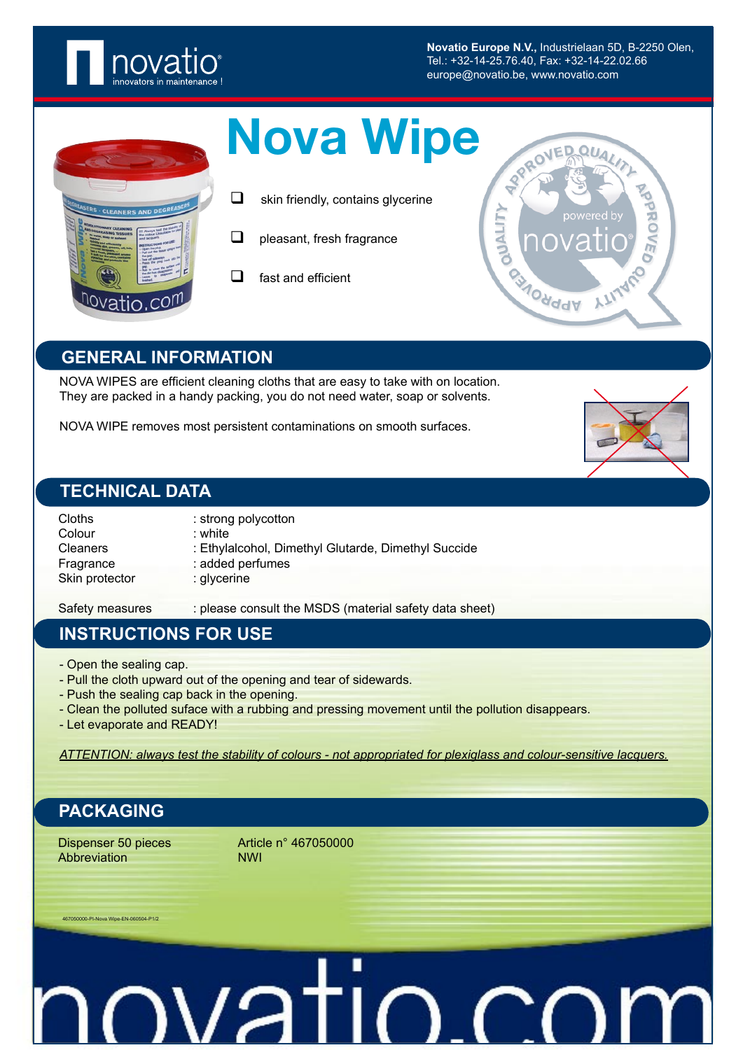Novatio Europe N.V., Industrielaan 5D, B-2250 Olen,
Tel.: +32-14-25.76.40, Fax: +32-14-22.02.66
europe@novatio.be, www.novatio.be

# Nova Wipe

- skin friendly, contains glycerine
- pleasant, fresh fragrance
- fast and efficient

## GENERAL INFORMATION

NOVA WIPES are efficient cleaning cloths that are easy to take with on location.
They are packed in a handy packing, you do not need water, soap or solvents.

NOVA WIPE removes most persistent contaminations on smooth surfaces.

## TECHNICAL DATA

| | |
|---|---|
| Cloths | : strong polycotton |
| Colour | : white |
| Cleaners | : Ethylalcohol, Dimethyl Glutarde, Dimethyl Succide |
| Fragrance | : added perfumes |
| Skin protector | : glycerine |
| Safety measures | : please consult the MSDS (material safety data sheet) |

## INSTRUCTIONS FOR USE

- Open the sealing cap.
- Pull the cloth upward out of the opening and tear of sidewards.
- Push the sealing cap back in the opening.
- Clean the polluted suface with a rubbing and pressing movement until the pollution disappears.
- Let evaporate and READY!

*ATTENTION: always test the stability of colours - not appropriated for plexiglass and colour-sensitive lacquers.*

## PACKAGING

| | |
|---|---|
| Dispenser 50 pieces | Article n° 467050000 |
| Abbreviation | NWI |

467050000-PI-Nova Wipe-EN-060504-P1/2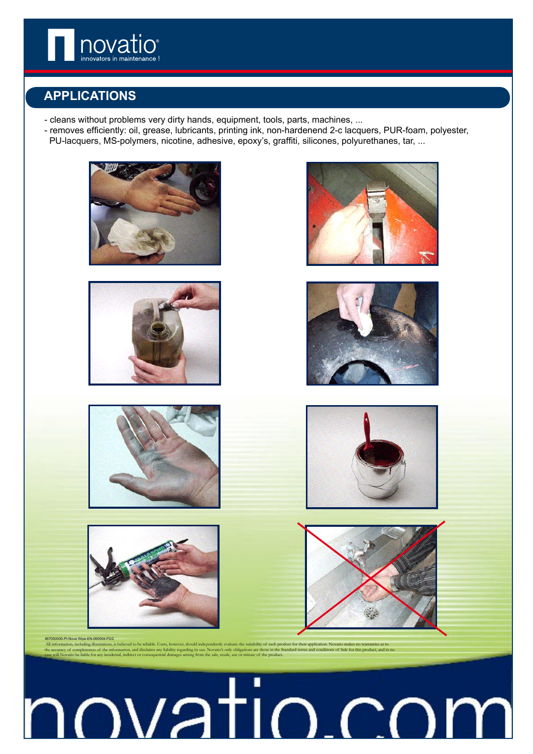## APPLICATIONS

- cleans without problems very dirty hands, equipment, tools, parts, machines, ...
- removes efficiently: oil, grease, lubricants, printing ink, non-hardenend 2-c lacquers, PUR-foam, polyester, PU-lacquers, MS-polymers, nicotine, adhesive, epoxy's, graffiti, silicones, polyurethanes, tar, ...

467050000-PI-Nova Wipe-EN-060504-P2/2

All information, including illustrations, is believed to be reliable. Users, however, should independently evaluate the suitability of each product for their application. Novatio makes no warranties as to the accuracy of completeness of the information, and disclaims any liability regarding its use. Novatio's only obligations are those in the Standard terms and conditions of Sale for this product, and in no case will Novatio be liable for any incidental, indirect or consequential damages arising from the sale, resale, use or misuse of the product.

novatio.com